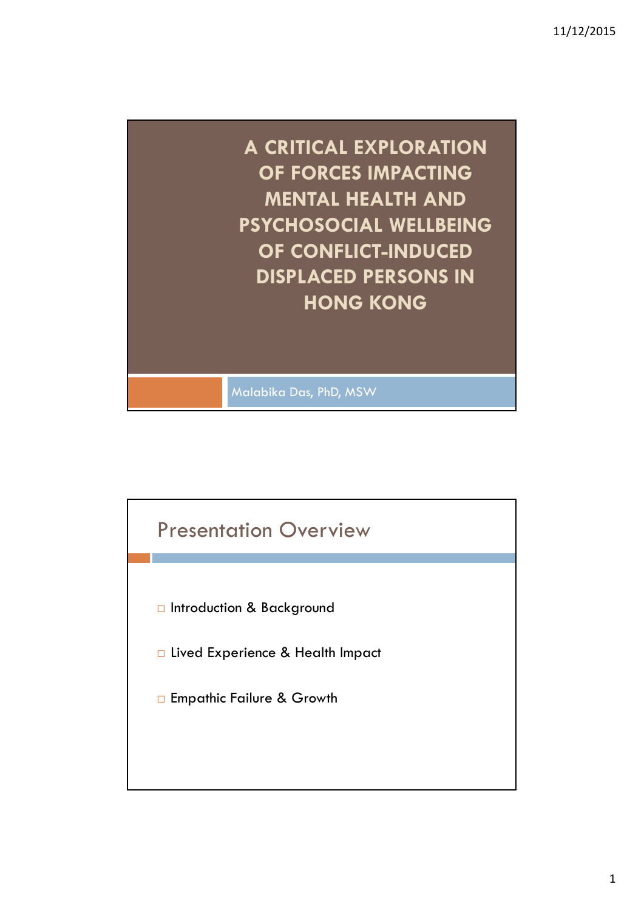# A CRITICAL EXPLORATION OF FORCES IMPACTING MENTAL HEALTH AND PSYCHOSOCIAL WELLBEING OF CONFLICT-INDUCED DISPLACED PERSONS IN HONG KONG

Malabika Das, PhD, MSW

## Presentation Overview

- Introduction & Background
- Lived Experience & Health Impact
- Empathic Failure & Growth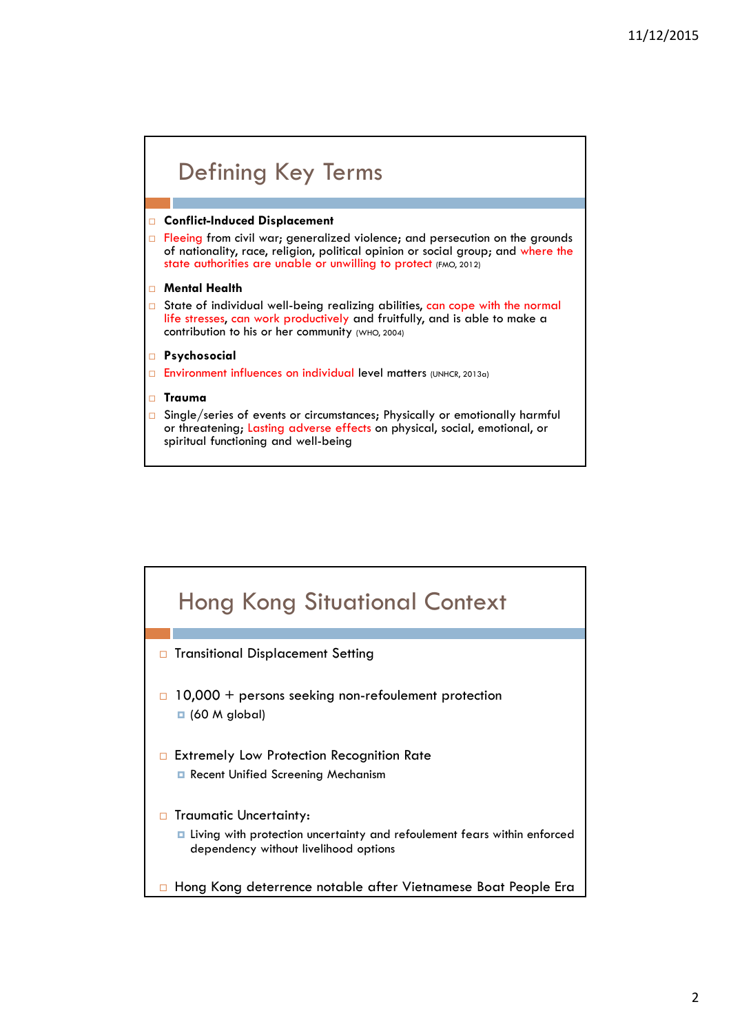## Defining Key Terms

- **Conflict-Induced Displacement**
- Fleeing from civil war; generalized violence; and persecution on the grounds of nationality, race, religion, political opinion or social group; and where the state authorities are unable or unwilling to protect (FMO, 2012)
- **Mental Health**
- State of individual well-being realizing abilities, can cope with the normal life stresses, can work productively and fruitfully, and is able to make a contribution to his or her community (WHO, 2004)
- **Psychosocial**
- Environment influences on individual level matters (UNHCR, 2013a)
- **Trauma**
- Single/series of events or circumstances; Physically or emotionally harmful or threatening; Lasting adverse effects on physical, social, emotional, or spiritual functioning and well-being

## Hong Kong Situational Context

- Transitional Displacement Setting
- 10,000 + persons seeking non-refoulement protection
  - (60 M global)
- Extremely Low Protection Recognition Rate
  - Recent Unified Screening Mechanism
- Traumatic Uncertainty:
  - Living with protection uncertainty and refoulement fears within enforced dependency without livelihood options
- Hong Kong deterrence notable after Vietnamese Boat People Era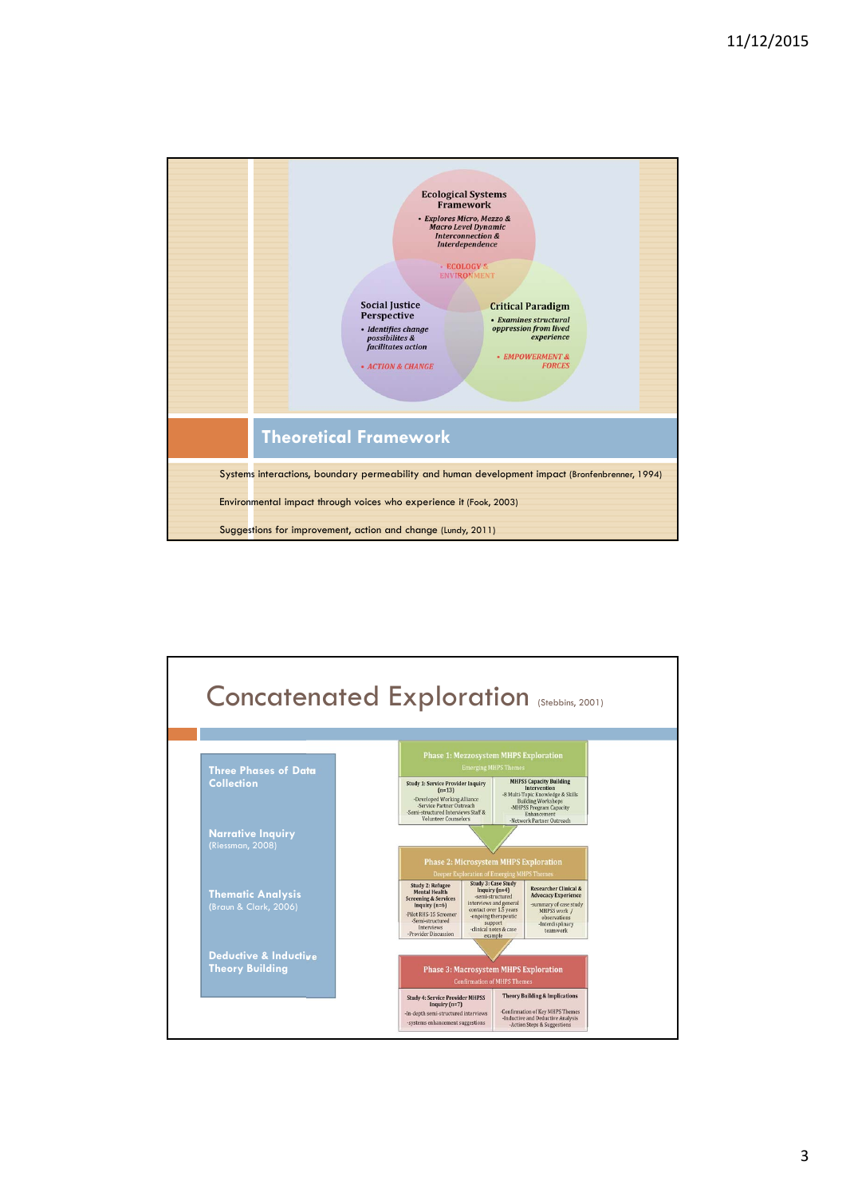## Ecological Systems Framework

- Explores Micro, Mezzo & Macro Level Dynamic Interconnection & Interdependence
- ECOLOGY & ENVIRONMENT

## Social Justice Perspective

- Identifies change possibilites & facilitates action
- ACTION & CHANGE

## Critical Paradigm

- Examines structural oppression from lived experience
- EMPOWERMENT & FORCES

# Theoretical Framework

Systems interactions, boundary permeability and human development impact (Bronfenbrenner, 1994)

Environmental impact through voices who experience it (Fook, 2003)

Suggestions for improvement, action and change (Lundy, 2011)

# Concatenated Exploration (Stebbins, 2001)

**Three Phases of Data Collection**

**Narrative Inquiry** (Riessman, 2008)

**Thematic Analysis** (Braun & Clark, 2006)

**Deductive & Inductive Theory Building**

### Phase 1: Mezzosystem MHPS Exploration

Emerging MHPS Themes

| Study 1: Service Provider Inquiry (n=13) | MHPSS Capacity Building Intervention |
|---|---|
| -Developed Working Alliance<br>-Service Partner Outreach<br>-Semi-structured Interviews Staff & Volunteer Counselors | -8 Multi-Topic Knowledge & Skills Building Workshops<br>-MHPSS Program Capacity Enhancement<br>-Network Partner Outreach |

### Phase 2: Microsystem MHPS Exploration

Deeper Exploration of Emerging MHPS Themes

| Study 2: Refugee Mental Health Screening & Services Inquiry (n=6) | Study 3: Case Study Inquiry (n=4) | Researcher Clinical & Advocacy Experience |
|---|---|---|
| -Pilot RHS-15 Screener<br>-Semi-structured Interviews<br>-Provider Discussion | -semi-structured interviews and general contact over 1.5 years<br>-ongoing therapeutic support<br>-clinical notes & case example | -summary of case study MHPSS work / observations<br>-Interdisciplinary teamwork |

### Phase 3: Macrosystem MHPS Exploration

Confirmation of MHPS Themes

| Study 4: Service Provider MHPSS Inquiry (n=7) | Theory Building & Implications |
|---|---|
| -In-depth semi-structured interviews<br>-systems enhancement suggestions | -Confirmation of Key MHPSS Themes<br>-Inductive and Deductive Analysis<br>-Action Steps & Suggestions |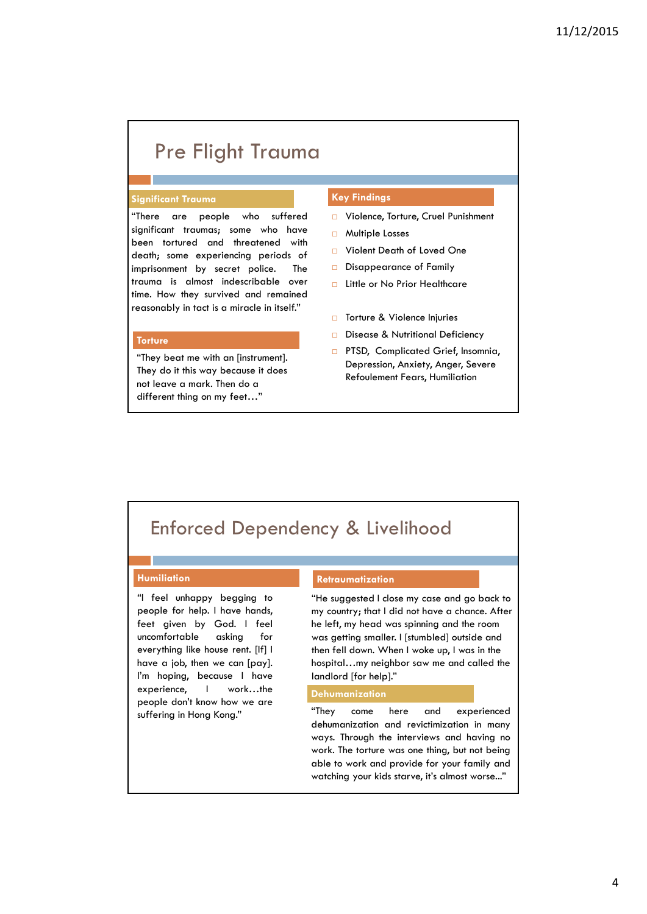# Pre Flight Trauma

**Significant Trauma**

"There are people who suffered significant traumas; some who have been tortured and threatened with death; some experiencing periods of imprisonment by secret police. The trauma is almost indescribable over time. How they survived and remained reasonably in tact is a miracle in itself."

**Torture**

"They beat me with an [instrument]. They do it this way because it does not leave a mark. Then do a different thing on my feet…"

**Key Findings**

- Violence, Torture, Cruel Punishment
- Multiple Losses
- Violent Death of Loved One
- Disappearance of Family
- Little or No Prior Healthcare

- Torture & Violence Injuries
- Disease & Nutritional Deficiency
- PTSD, Complicated Grief, Insomnia, Depression, Anxiety, Anger, Severe Refoulement Fears, Humiliation

# Enforced Dependency & Livelihood

**Humiliation**

"I feel unhappy begging to people for help. I have hands, feet given by God. I feel uncomfortable asking for everything like house rent. [If] I have a job, then we can [pay]. I'm hoping, because I have experience, I work…the people don't know how we are suffering in Hong Kong."

**Retraumatization**

"He suggested I close my case and go back to my country; that I did not have a chance. After he left, my head was spinning and the room was getting smaller. I [stumbled] outside and then fell down. When I woke up, I was in the hospital…my neighbor saw me and called the landlord [for help]."

**Dehumanization**

"They come here and experienced dehumanization and revictimization in many ways. Through the interviews and having no work. The torture was one thing, but not being able to work and provide for your family and watching your kids starve, it's almost worse..."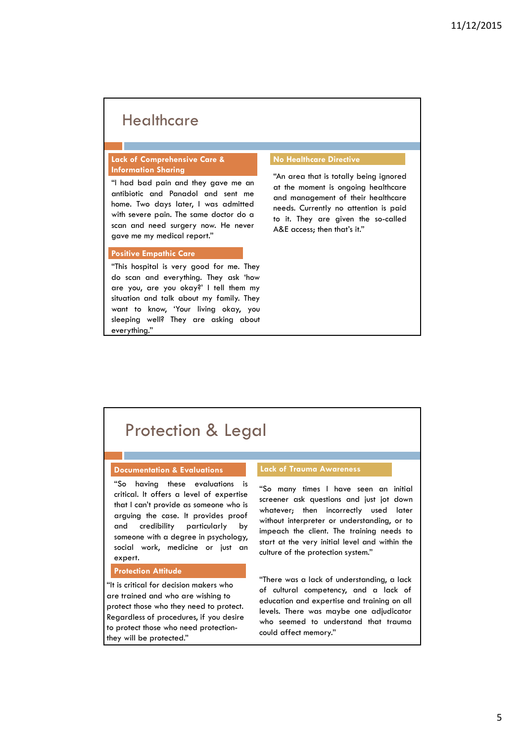## Healthcare

### Lack of Comprehensive Care & Information Sharing

"I had bad pain and they gave me an antibiotic and Panadol and sent me home. Two days later, I was admitted with severe pain. The same doctor do a scan and need surgery now. He never gave me my medical report."

### Positive Empathic Care

"This hospital is very good for me. They do scan and everything. They ask 'how are you, are you okay?' I tell them my situation and talk about my family. They want to know, 'Your living okay, you sleeping well? They are asking about everything."

### No Healthcare Directive

"An area that is totally being ignored at the moment is ongoing healthcare and management of their healthcare needs. Currently no attention is paid to it. They are given the so-called A&E access; then that's it."

## Protection & Legal

### Documentation & Evaluations

"So having these evaluations is critical. It offers a level of expertise that I can't provide as someone who is arguing the case. It provides proof and credibility particularly by someone with a degree in psychology, social work, medicine or just an expert.

### Protection Attitude

"It is critical for decision makers who are trained and who are wishing to protect those who they need to protect. Regardless of procedures, if you desire to protect those who need protection- they will be protected."

### Lack of Trauma Awareness

"So many times I have seen an initial screener ask questions and just jot down whatever; then incorrectly used later without interpreter or understanding, or to impeach the client. The training needs to start at the very initial level and within the culture of the protection system."

"There was a lack of understanding, a lack of cultural competency, and a lack of education and expertise and training on all levels. There was maybe one adjudicator who seemed to understand that trauma could affect memory."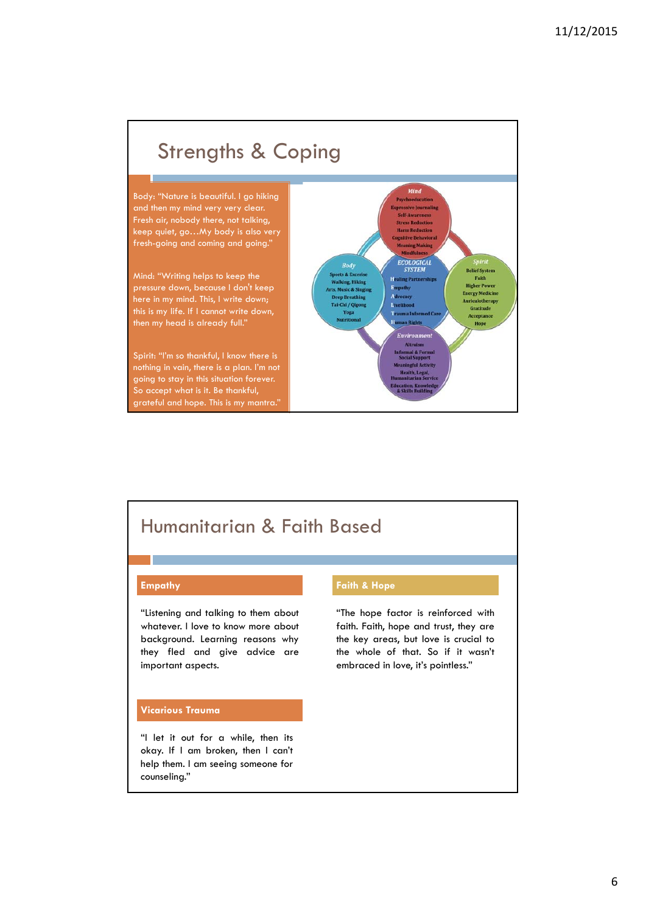## Strengths & Coping

Body: "Nature is beautiful. I go hiking and then my mind very very clear. Fresh air, nobody there, not talking, keep quiet, go…My body is also very fresh-going and coming and going."

Mind: "Writing helps to keep the pressure down, because I don't keep here in my mind. This, I write down; this is my life. If I cannot write down, then my head is already full."

Spirit: "I'm so thankful, I know there is nothing in vain, there is a plan. I'm not going to stay in this situation forever. So accept what is it. Be thankful, grateful and hope. This is my mantra."

**Mind**: Psychoeducation, Expressive Journaling, Self-Awareness, Stress Reduction, Harm Reduction, Cognitive Behavioral, Meaning Making, Mindfulness

**Body**: Sports & Exercise, Walking, Hiking, Arts, Music & Singing, Deep Breathing, Tai-Chi / Qigong, Yoga, Nutritional

**ECOLOGICAL SYSTEM**: Healing Partnerships, Empathy, Advocacy, Livelihood, Trauma Informed Care, Human Rights

**Spirit**: Belief System, Faith, Higher Power, Energy Medicine, Auriculotherapy, Gratitude, Acceptance, Hope

**Environment**: Altruism, Informal & Formal Social Support, Meaningful Activity, Health, Legal, Humanitarian Service, Education, Knowledge & Skills Building

## Humanitarian & Faith Based

**Empathy**

"Listening and talking to them about whatever. I love to know more about background. Learning reasons why they fled and give advice are important aspects.

**Vicarious Trauma**

"I let it out for a while, then its okay. If I am broken, then I can't help them. I am seeing someone for counseling."

**Faith & Hope**

"The hope factor is reinforced with faith. Faith, hope and trust, they are the key areas, but love is crucial to the whole of that. So if it wasn't embraced in love, it's pointless."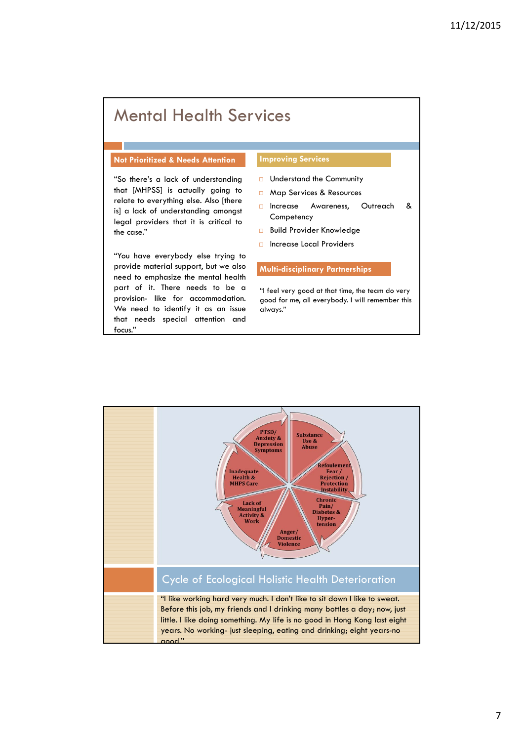# Mental Health Services

### Not Prioritized & Needs Attention

"So there's a lack of understanding that [MHPSS] is actually going to relate to everything else. Also [there is] a lack of understanding amongst legal providers that it is critical to the case."

"You have everybody else trying to provide material support, but we also need to emphasize the mental health part of it. There needs to be a provision- like for accommodation. We need to identify it as an issue that needs special attention and focus."

### Improving Services

- Understand the Community
- Map Services & Resources
- Increase Awareness, Outreach & Competency
- Build Provider Knowledge
- Increase Local Providers

### Multi-disciplinary Partnerships

"I feel very good at that time, the team do very good for me, all everybody. I will remember this always."

---

PTSD/ Anxiety & Depression Symptoms

Substance Use & Abuse

Refoulement Fear / Rejection / Protection Instability

Chronic Pain/ Diabetes & Hyper-tension

Anger/ Domestic Violence

Lack of Meaningful Activity & Work

Inadequate Health & MHPS Care

## Cycle of Ecological Holistic Health Deterioration

"I like working hard very much. I don't like to sit down I like to sweat. Before this job, my friends and I drinking many bottles a day; now, just little. I like doing something. My life is no good in Hong Kong last eight years. No working- just sleeping, eating and drinking; eight years-no good."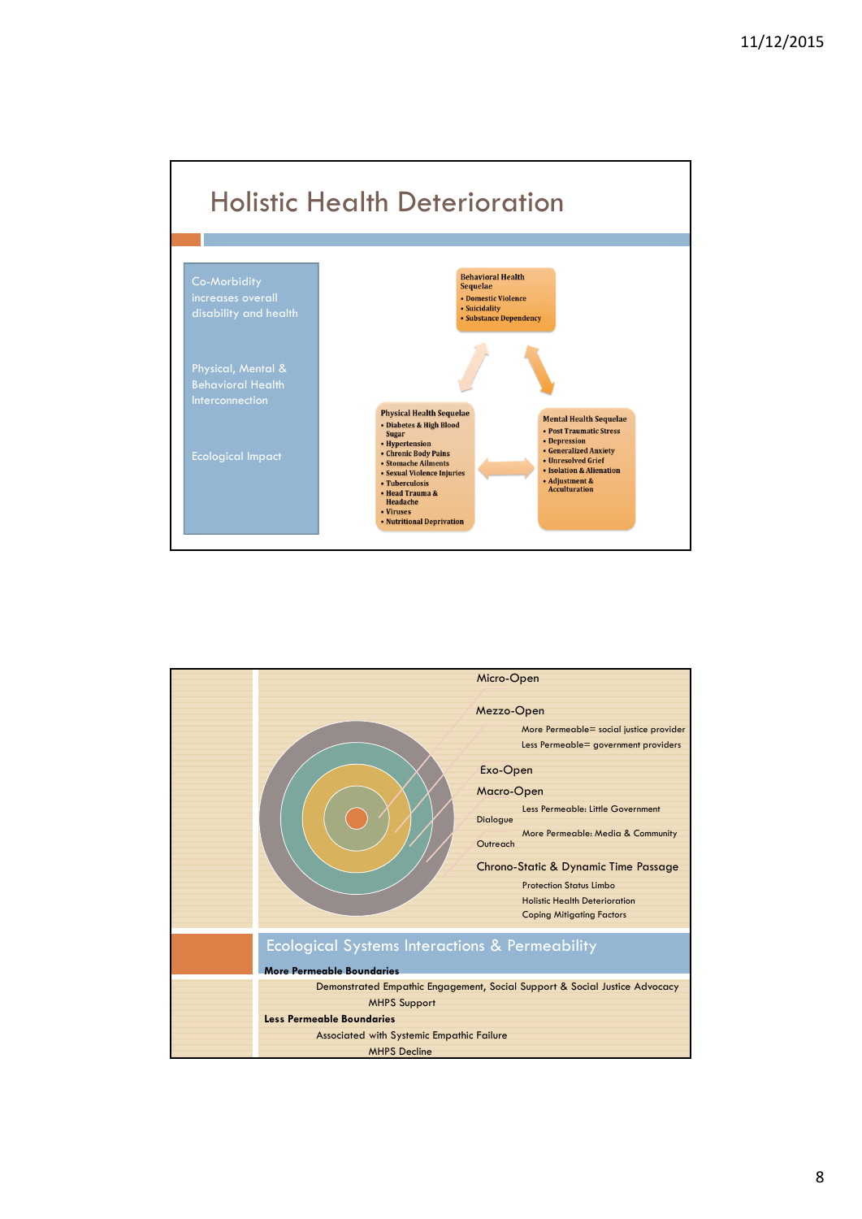## Holistic Health Deterioration

Co-Morbidity increases overall disability and health

Physical, Mental & Behavioral Health Interconnection

Ecological Impact

**Behavioral Health Sequelae**
- Domestic Violence
- Suicidality
- Substance Dependency

**Physical Health Sequelae**
- Diabetes & High Blood Sugar
- Hypertension
- Chronic Body Pains
- Stomache Ailments
- Sexual Violence Injuries
- Tuberculosis
- Head Trauma & Headache
- Viruses
- Nutritional Deprivation

**Mental Health Sequelae**
- Post Traumatic Stress
- Depression
- Generalized Anxiety
- Unresolved Grief
- Isolation & Alienation
- Adjustment & Acculturation

---

Micro-Open

Mezzo-Open

More Permeable= social justice provider

Less Permeable= government providers

Exo-Open

Macro-Open

Less Permeable: Little Government

Dialogue

More Permeable: Media & Community

Outreach

Chrono-Static & Dynamic Time Passage

Protection Status Limbo

Holistic Health Deterioration

Coping Mitigating Factors

## Ecological Systems Interactions & Permeability

**More Permeable Boundaries**

Demonstrated Empathic Engagement, Social Support & Social Justice Advocacy

MHPS Support

**Less Permeable Boundaries**

Associated with Systemic Empathic Failure

MHPS Decline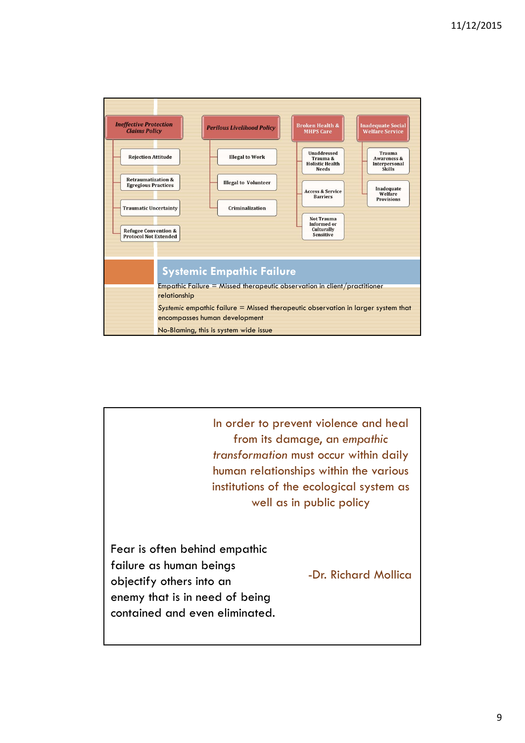**Ineffective Protection Claims Policy**
- Rejection Attitude
- Retraumatization & Egregious Practices
- Traumatic Uncertainty
- Refugee Convention & Protocol Not Extended

**Perilous Livelihood Policy**
- Illegal to Work
- Illegal to Volunteer
- Criminalization

**Broken Health & MHPS Care**
- Unaddressed Trauma & Holistic Health Needs
- Access & Service Barriers
- Not Trauma Informed or Culturally Sensitive

**Inadequate Social Welfare Service**
- Trauma Awareness & Interpersonal Skills
- Inadequate Welfare Provisions

## Systemic Empathic Failure

Empathic Failure = Missed therapeutic observation in client/practitioner relationship

*Systemic* empathic failure = Missed therapeutic observation in larger system that encompasses human development

No-Blaming, this is system wide issue

---

In order to prevent violence and heal from its damage, an *empathic transformation* must occur within daily human relationships within the various institutions of the ecological system as well as in public policy

Fear is often behind empathic failure as human beings objectify others into an enemy that is in need of being contained and even eliminated.

-Dr. Richard Mollica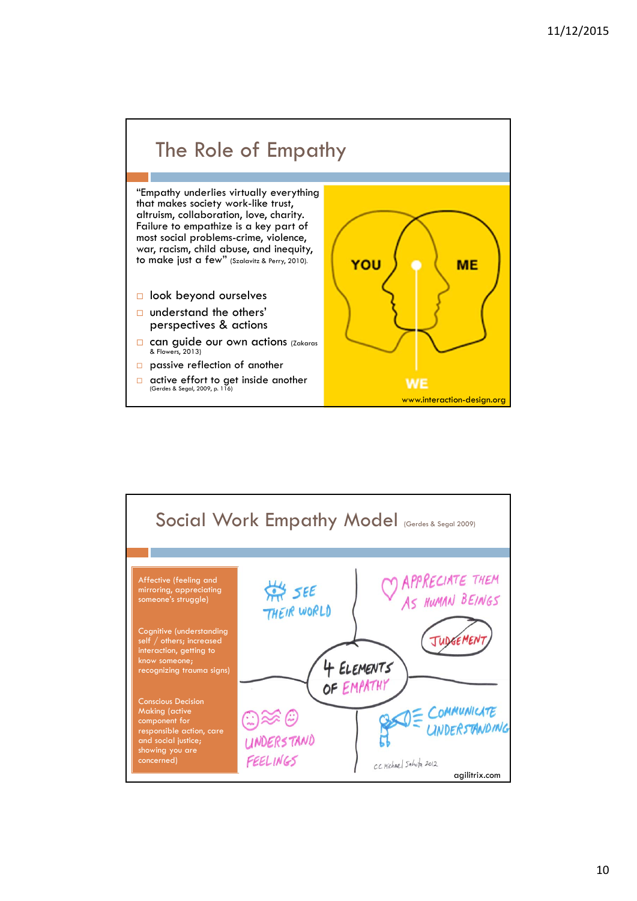## The Role of Empathy

"Empathy underlies virtually everything that makes society work-like trust, altruism, collaboration, love, charity. Failure to empathize is a key part of most social problems-crime, violence, war, racism, child abuse, and inequity, to make just a few" (Szalavitz & Perry, 2010).

- look beyond ourselves
- understand the others' perspectives & actions
- can guide our own actions (Zakaras & Flowers, 2013)
- passive reflection of another
- active effort to get inside another (Gerdes & Segal, 2009, p. 116)

YOU ME WE

www.interaction-design.org

## Social Work Empathy Model (Gerdes & Segal 2009)

Affective (feeling and mirroring, appreciating someone's struggle)

Cognitive (understanding self / others; increased interaction, getting to know someone; recognizing trauma signs)

Conscious Decision Making (active component for responsible action, care and social justice; showing you are concerned)

4 ELEMENTS OF EMPATHY

- SEE THEIR WORLD
- APPRECIATE THEM AS HUMAN BEINGS
- JUDGEMENT
- UNDERSTAND FEELINGS
- COMMUNICATE UNDERSTANDING

cc Michael Sahota 2012

agilitrix.com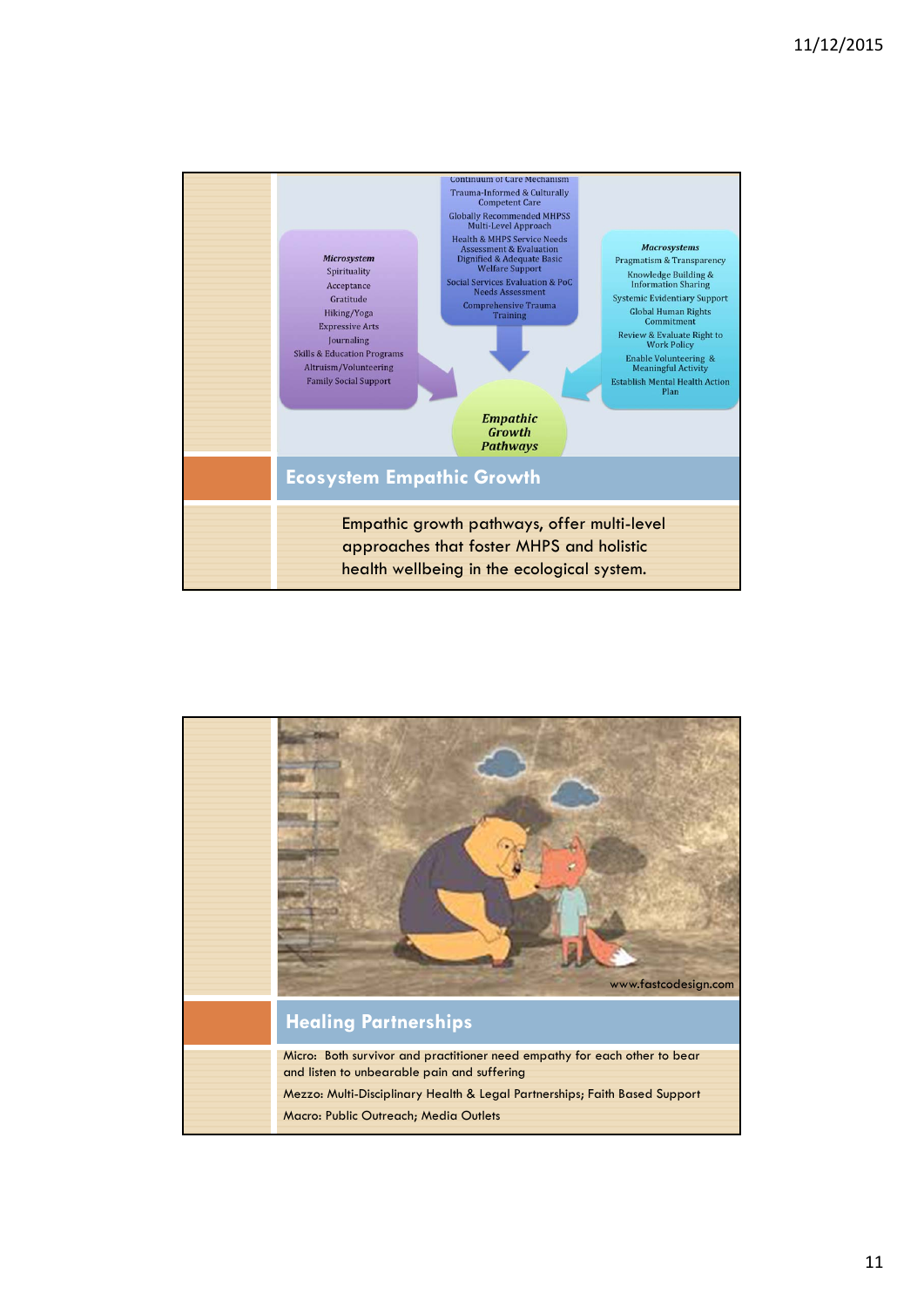Continuum of Care Mechanism
Trauma-Informed & Culturally Competent Care
Globally Recommended MHPSS Multi-Level Approach
Health & MHPS Service Needs Assessment & Evaluation
Dignified & Adequate Basic Welfare Support
Social Services Evaluation & PoC Needs Assessment
Comprehensive Trauma Training

*Microsystem*
Spirituality
Acceptance
Gratitude
Hiking/Yoga
Expressive Arts
Journaling
Skills & Education Programs
Altruism/Volunteering
Family Social Support

*Macrosystems*
Pragmatism & Transparency
Knowledge Building & Information Sharing
Systemic Evidentiary Support
Global Human Rights Commitment
Review & Evaluate Right to Work Policy
Enable Volunteering & Meaningful Activity
Establish Mental Health Action Plan

*Empathic Growth Pathways*

## Ecosystem Empathic Growth

Empathic growth pathways, offer multi-level approaches that foster MHPS and holistic health wellbeing in the ecological system.

www.fastcodesign.com

## Healing Partnerships

Micro: Both survivor and practitioner need empathy for each other to bear and listen to unbearable pain and suffering

Mezzo: Multi-Disciplinary Health & Legal Partnerships; Faith Based Support

Macro: Public Outreach; Media Outlets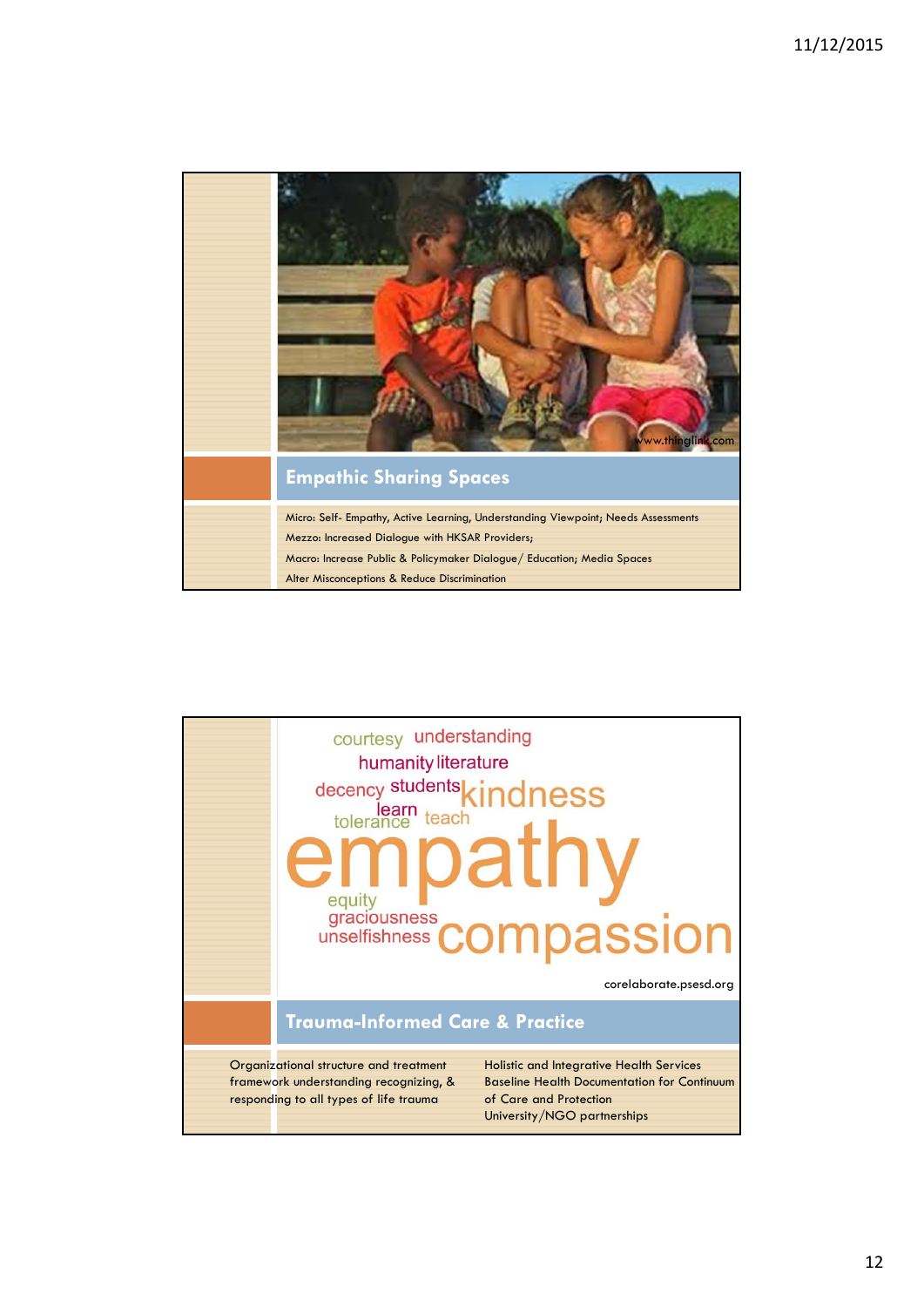## Empathic Sharing Spaces

Micro: Self- Empathy, Active Learning, Understanding Viewpoint; Needs Assessments

Mezzo: Increased Dialogue with HKSAR Providers;

Macro: Increase Public & Policymaker Dialogue/ Education; Media Spaces

Alter Misconceptions & Reduce Discrimination

## Trauma-Informed Care & Practice

Organizational structure and treatment framework understanding recognizing, & responding to all types of life trauma

Holistic and Integrative Health Services

Baseline Health Documentation for Continuum of Care and Protection

University/NGO partnerships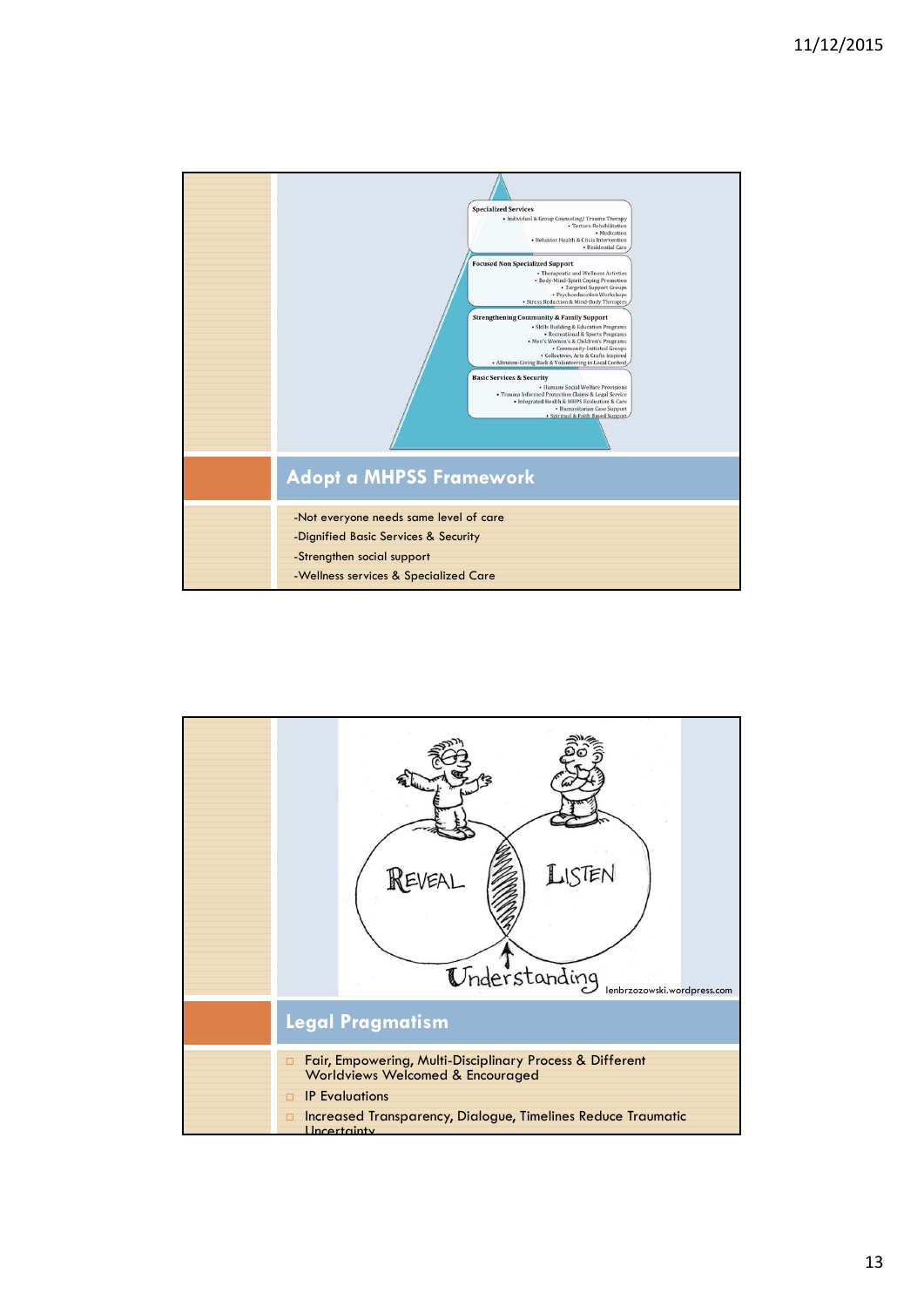Specialized Services
- Individual & Group Counseling/ Trauma Therapy
- Torture Rehabilitation
- Medication
- Behavior Health & Crisis Intervention
- Residential Care

Focused Non Specialized Support
- Therapeutic and Wellness Activities
- Body-Mind-Spirit Coping Promotion
- Targeted Support Groups
- Psychoeducation Workshops
- Stress Reduction & Mind-Body Therapies

Strengthening Community & Family Support
- Skills Building & Education Programs
- Recreational & Sports Programs
- Men's Women's & Children's Programs
- Community-Initiated Groups
- Collectives, Arts & Crafts Inspired
- Altruism-Giving Back & Volunteering in Local Context

Basic Services & Security
- Humane Social Welfare Provisions
- Trauma Informed Protection Claims & Legal Service
- Integrated Health & MHPS Evaluation & Care
- Humanitarian Case Support
- Spiritual & Faith Based Support

## Adopt a MHPSS Framework

-Not everyone needs same level of care

-Dignified Basic Services & Security

-Strengthen social support

-Wellness services & Specialized Care

REVEAL LISTEN

Understanding

lenbrzozowski.wordpress.com

## Legal Pragmatism

- Fair, Empowering, Multi-Disciplinary Process & Different Worldviews Welcomed & Encouraged
- IP Evaluations
- Increased Transparency, Dialogue, Timelines Reduce Traumatic Uncertainty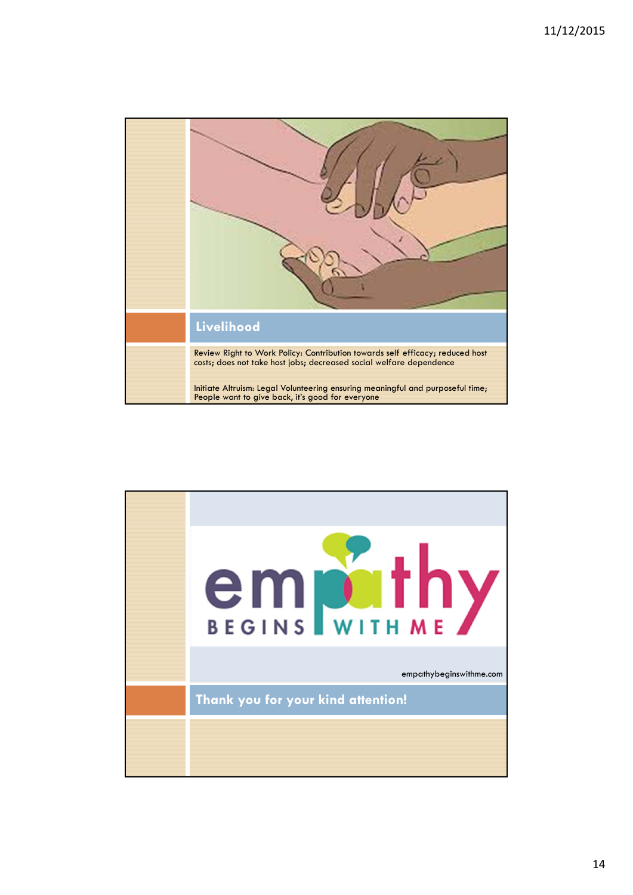## Livelihood

Review Right to Work Policy: Contribution towards self efficacy; reduced host costs; does not take host jobs; decreased social welfare dependence

Initiate Altruism: Legal Volunteering ensuring meaningful and purposeful time; People want to give back, it's good for everyone

empathy BEGINS WITH ME

empathybeginswithme.com

## Thank you for your kind attention!